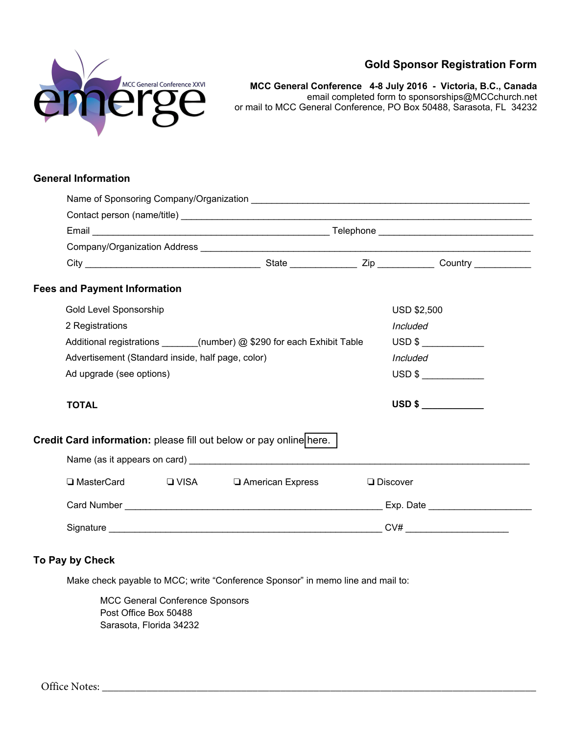MCC General Conference XXVI

emerge

# Gold Sponsor Registration Form

**MCC General Conference 4-8 July 2016 - Victoria, B.C., Canada**
email completed form to sponsorships@MCCchurch.net
or mail to MCC General Conference, PO Box 50488, Sarasota, FL 34232

## General Information

Name of Sponsoring Company/Organization ______________________________________________

Contact person (name/title) ______________________________________________

Email ______________________________________________ Telephone ______________________________

Company/Organization Address ______________________________________________

City ________________________________ State ____________ Zip ___________ Country ___________

## Fees and Payment Information

| | |
|---|---|
| Gold Level Sponsorship | USD $2,500 |
| 2 Registrations | *Included* |
| Additional registrations _______(number) @ $290 for each Exhibit Table | USD $ ____________ |
| Advertisement (Standard inside, half page, color) | *Included* |
| Ad upgrade (see options) | USD $ ____________ |
| **TOTAL** | **USD $ ____________** |

**Credit Card information:** please fill out below or pay online here.

Name (as it appears on card) ______________________________________________

❏ MasterCard ❏ VISA ❏ American Express ❏ Discover

Card Number ______________________________________________ Exp. Date ____________________

Signature ______________________________________________ CV# ____________________

## To Pay by Check

Make check payable to MCC; write "Conference Sponsor" in memo line and mail to:

MCC General Conference Sponsors
Post Office Box 50488
Sarasota, Florida 34232

Office Notes: ______________________________________________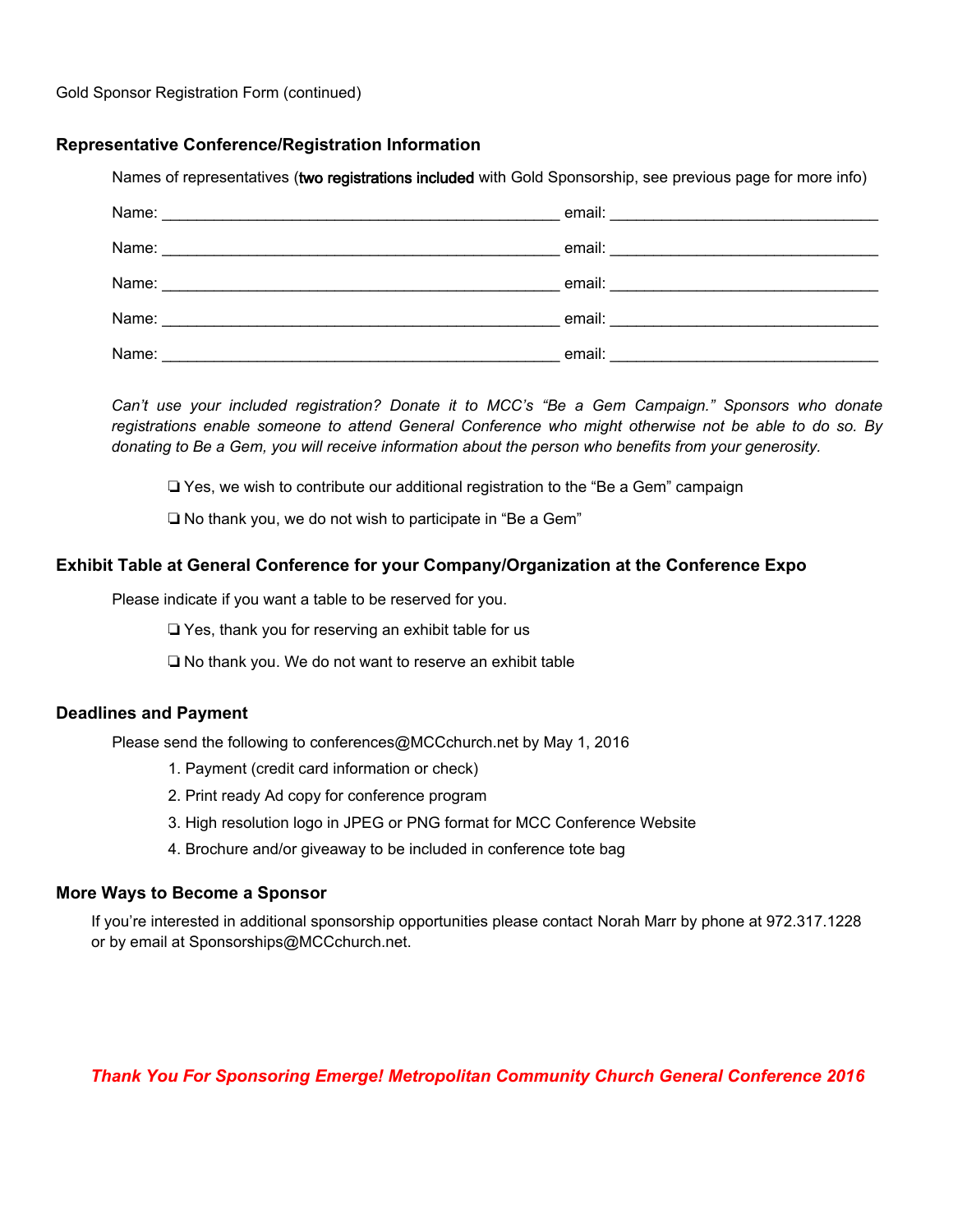Gold Sponsor Registration Form (continued)

## Representative Conference/Registration Information

Names of representatives (**two registrations included** with Gold Sponsorship, see previous page for more info)

Name: _______________________________________________ email: _______________________________

Name: _______________________________________________ email: _______________________________

Name: _______________________________________________ email: _______________________________

Name: _______________________________________________ email: _______________________________

Name: _______________________________________________ email: _______________________________

*Can't use your included registration? Donate it to MCC's "Be a Gem Campaign." Sponsors who donate registrations enable someone to attend General Conference who might otherwise not be able to do so. By donating to Be a Gem, you will receive information about the person who benefits from your generosity.*

❏ Yes, we wish to contribute our additional registration to the "Be a Gem" campaign

❏ No thank you, we do not wish to participate in "Be a Gem"

## Exhibit Table at General Conference for your Company/Organization at the Conference Expo

Please indicate if you want a table to be reserved for you.

❏ Yes, thank you for reserving an exhibit table for us

❏ No thank you. We do not want to reserve an exhibit table

## Deadlines and Payment

Please send the following to conferences@MCCchurch.net by May 1, 2016

1. Payment (credit card information or check)
2. Print ready Ad copy for conference program
3. High resolution logo in JPEG or PNG format for MCC Conference Website
4. Brochure and/or giveaway to be included in conference tote bag

## More Ways to Become a Sponsor

If you're interested in additional sponsorship opportunities please contact Norah Marr by phone at 972.317.1228 or by email at Sponsorships@MCCchurch.net.

***Thank You For Sponsoring Emerge! Metropolitan Community Church General Conference 2016***